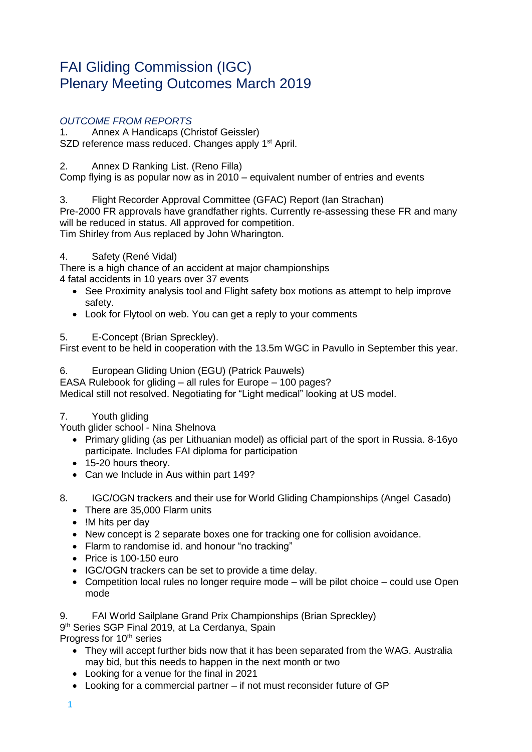# FAI Gliding Commission (IGC)
# Plenary Meeting Outcomes March 2019

*OUTCOME FROM REPORTS*

1. Annex A Handicaps (Christof Geissler)

SZD reference mass reduced. Changes apply 1st April.

2. Annex D Ranking List. (Reno Filla)

Comp flying is as popular now as in 2010 – equivalent number of entries and events

3. Flight Recorder Approval Committee (GFAC) Report (Ian Strachan)

Pre-2000 FR approvals have grandfather rights. Currently re-assessing these FR and many will be reduced in status. All approved for competition.
Tim Shirley from Aus replaced by John Wharington.

4. Safety (René Vidal)

There is a high chance of an accident at major championships
4 fatal accidents in 10 years over 37 events

- See Proximity analysis tool and Flight safety box motions as attempt to help improve safety.
- Look for Flytool on web. You can get a reply to your comments

5. E-Concept (Brian Spreckley).

First event to be held in cooperation with the 13.5m WGC in Pavullo in September this year.

6. European Gliding Union (EGU) (Patrick Pauwels)

EASA Rulebook for gliding – all rules for Europe – 100 pages?
Medical still not resolved. Negotiating for "Light medical" looking at US model.

7. Youth gliding

Youth glider school - Nina Shelnova

- Primary gliding (as per Lithuanian model) as official part of the sport in Russia. 8-16yo participate. Includes FAI diploma for participation
- 15-20 hours theory.
- Can we Include in Aus within part 149?

8. IGC/OGN trackers and their use for World Gliding Championships (Angel Casado)

- There are 35,000 Flarm units
- !M hits per day
- New concept is 2 separate boxes one for tracking one for collision avoidance.
- Flarm to randomise id. and honour "no tracking"
- Price is 100-150 euro
- IGC/OGN trackers can be set to provide a time delay.
- Competition local rules no longer require mode – will be pilot choice – could use Open mode

9. FAI World Sailplane Grand Prix Championships (Brian Spreckley)

9th Series SGP Final 2019, at La Cerdanya, Spain
Progress for 10th series

- They will accept further bids now that it has been separated from the WAG. Australia may bid, but this needs to happen in the next month or two
- Looking for a venue for the final in 2021
- Looking for a commercial partner – if not must reconsider future of GP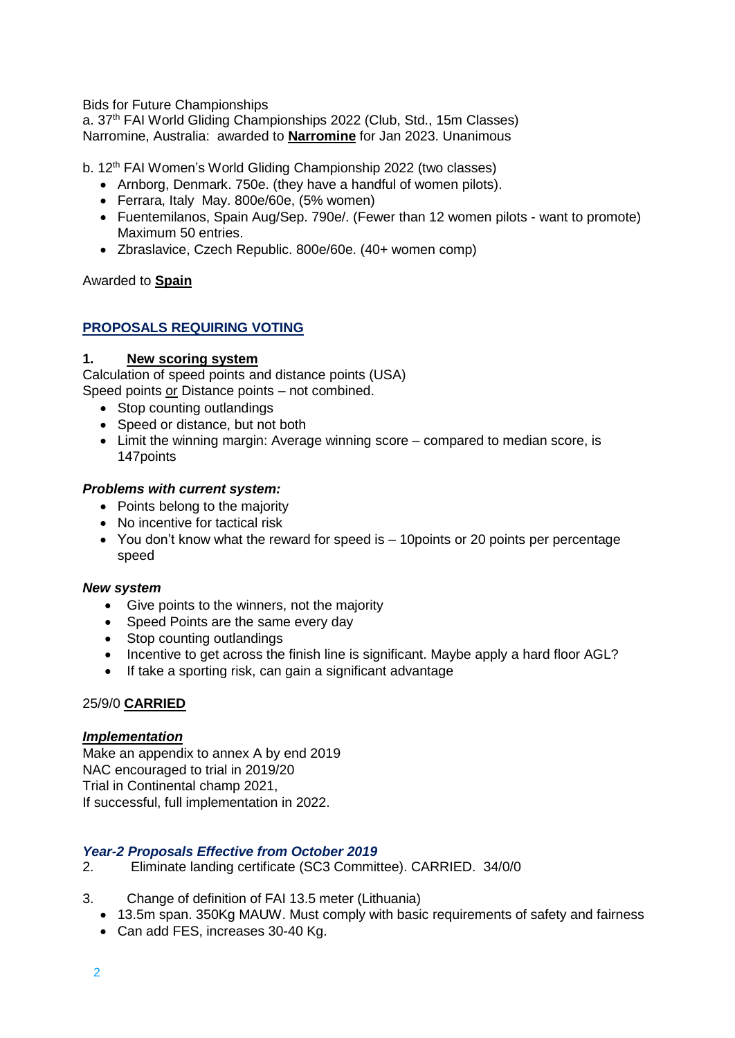Bids for Future Championships
a. 37th FAI World Gliding Championships 2022 (Club, Std., 15m Classes)
Narromine, Australia: awarded to **Narromine** for Jan 2023. Unanimous

b. 12th FAI Women's World Gliding Championship 2022 (two classes)

- Arnborg, Denmark. 750e. (they have a handful of women pilots).
- Ferrara, Italy May. 800e/60e, (5% women)
- Fuentemilanos, Spain Aug/Sep. 790e/. (Fewer than 12 women pilots - want to promote) Maximum 50 entries.
- Zbraslavice, Czech Republic. 800e/60e. (40+ women comp)

Awarded to **Spain**

## PROPOSALS REQUIRING VOTING

**1. New scoring system**

Calculation of speed points and distance points (USA)
Speed points or Distance points – not combined.

- Stop counting outlandings
- Speed or distance, but not both
- Limit the winning margin: Average winning score – compared to median score, is 147points

***Problems with current system:***

- Points belong to the majority
- No incentive for tactical risk
- You don't know what the reward for speed is – 10points or 20 points per percentage speed

***New system***

- Give points to the winners, not the majority
- Speed Points are the same every day
- Stop counting outlandings
- Incentive to get across the finish line is significant. Maybe apply a hard floor AGL?
- If take a sporting risk, can gain a significant advantage

25/9/0 **CARRIED**

***Implementation***

Make an appendix to annex A by end 2019
NAC encouraged to trial in 2019/20
Trial in Continental champ 2021,
If successful, full implementation in 2022.

***Year-2 Proposals Effective from October 2019***

2. Eliminate landing certificate (SC3 Committee). CARRIED. 34/0/0

3. Change of definition of FAI 13.5 meter (Lithuania)

- 13.5m span. 350Kg MAUW. Must comply with basic requirements of safety and fairness
- Can add FES, increases 30-40 Kg.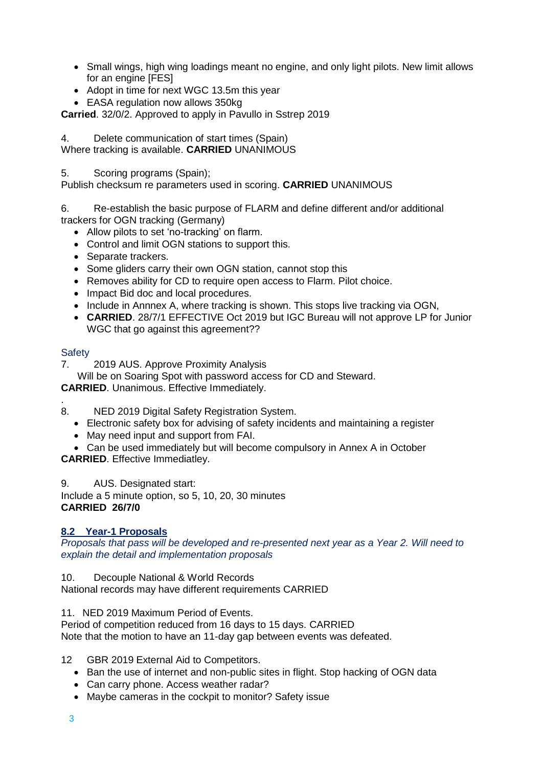- Small wings, high wing loadings meant no engine, and only light pilots. New limit allows for an engine [FES]
- Adopt in time for next WGC 13.5m this year
- EASA regulation now allows 350kg

**Carried**. 32/0/2. Approved to apply in Pavullo in Sstrep 2019

4. Delete communication of start times (Spain)

Where tracking is available. **CARRIED** UNANIMOUS

5. Scoring programs (Spain);

Publish checksum re parameters used in scoring. **CARRIED** UNANIMOUS

6. Re-establish the basic purpose of FLARM and define different and/or additional trackers for OGN tracking (Germany)

- Allow pilots to set 'no-tracking' on flarm.
- Control and limit OGN stations to support this.
- Separate trackers.
- Some gliders carry their own OGN station, cannot stop this
- Removes ability for CD to require open access to Flarm. Pilot choice.
- Impact Bid doc and local procedures.
- Include in Annnex A, where tracking is shown. This stops live tracking via OGN,
- **CARRIED**. 28/7/1 EFFECTIVE Oct 2019 but IGC Bureau will not approve LP for Junior WGC that go against this agreement??

Safety

7. 2019 AUS. Approve Proximity Analysis

Will be on Soaring Spot with password access for CD and Steward.

**CARRIED**. Unanimous. Effective Immediately.

.

8. NED 2019 Digital Safety Registration System.

- Electronic safety box for advising of safety incidents and maintaining a register
- May need input and support from FAI.
- Can be used immediately but will become compulsory in Annex A in October

**CARRIED**. Effective Immediatley.

9. AUS. Designated start:

Include a 5 minute option, so 5, 10, 20, 30 minutes

**CARRIED 26/7/0**

## 8.2 Year-1 Proposals

*Proposals that pass will be developed and re-presented next year as a Year 2. Will need to explain the detail and implementation proposals*

10. Decouple National & World Records

National records may have different requirements CARRIED

11. NED 2019 Maximum Period of Events.

Period of competition reduced from 16 days to 15 days. CARRIED

Note that the motion to have an 11-day gap between events was defeated.

12 GBR 2019 External Aid to Competitors.

- Ban the use of internet and non-public sites in flight. Stop hacking of OGN data
- Can carry phone. Access weather radar?
- Maybe cameras in the cockpit to monitor? Safety issue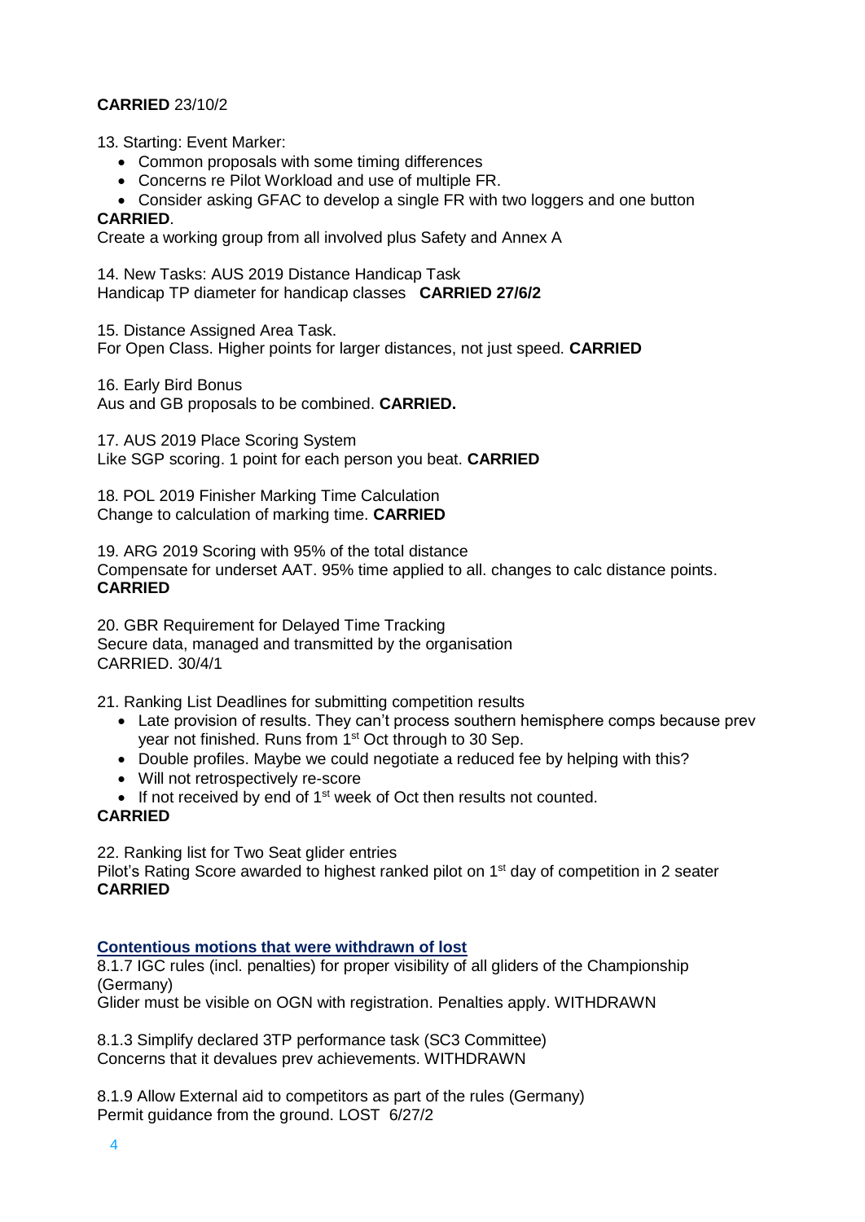**CARRIED** 23/10/2

13. Starting: Event Marker:

- Common proposals with some timing differences
- Concerns re Pilot Workload and use of multiple FR.
- Consider asking GFAC to develop a single FR with two loggers and one button

**CARRIED**.
Create a working group from all involved plus Safety and Annex A

14. New Tasks: AUS 2019 Distance Handicap Task
Handicap TP diameter for handicap classes **CARRIED 27/6/2**

15. Distance Assigned Area Task.
For Open Class. Higher points for larger distances, not just speed. **CARRIED**

16. Early Bird Bonus
Aus and GB proposals to be combined. **CARRIED.**

17. AUS 2019 Place Scoring System
Like SGP scoring. 1 point for each person you beat. **CARRIED**

18. POL 2019 Finisher Marking Time Calculation
Change to calculation of marking time. **CARRIED**

19. ARG 2019 Scoring with 95% of the total distance
Compensate for underset AAT. 95% time applied to all. changes to calc distance points.
**CARRIED**

20. GBR Requirement for Delayed Time Tracking
Secure data, managed and transmitted by the organisation
CARRIED. 30/4/1

21. Ranking List Deadlines for submitting competition results

- Late provision of results. They can't process southern hemisphere comps because prev year not finished. Runs from 1st Oct through to 30 Sep.
- Double profiles. Maybe we could negotiate a reduced fee by helping with this?
- Will not retrospectively re-score
- If not received by end of 1st week of Oct then results not counted.

**CARRIED**

22. Ranking list for Two Seat glider entries
Pilot's Rating Score awarded to highest ranked pilot on 1st day of competition in 2 seater
**CARRIED**

**Contentious motions that were withdrawn of lost**

8.1.7 IGC rules (incl. penalties) for proper visibility of all gliders of the Championship (Germany)
Glider must be visible on OGN with registration. Penalties apply. WITHDRAWN

8.1.3 Simplify declared 3TP performance task (SC3 Committee)
Concerns that it devalues prev achievements. WITHDRAWN

8.1.9 Allow External aid to competitors as part of the rules (Germany)
Permit guidance from the ground. LOST 6/27/2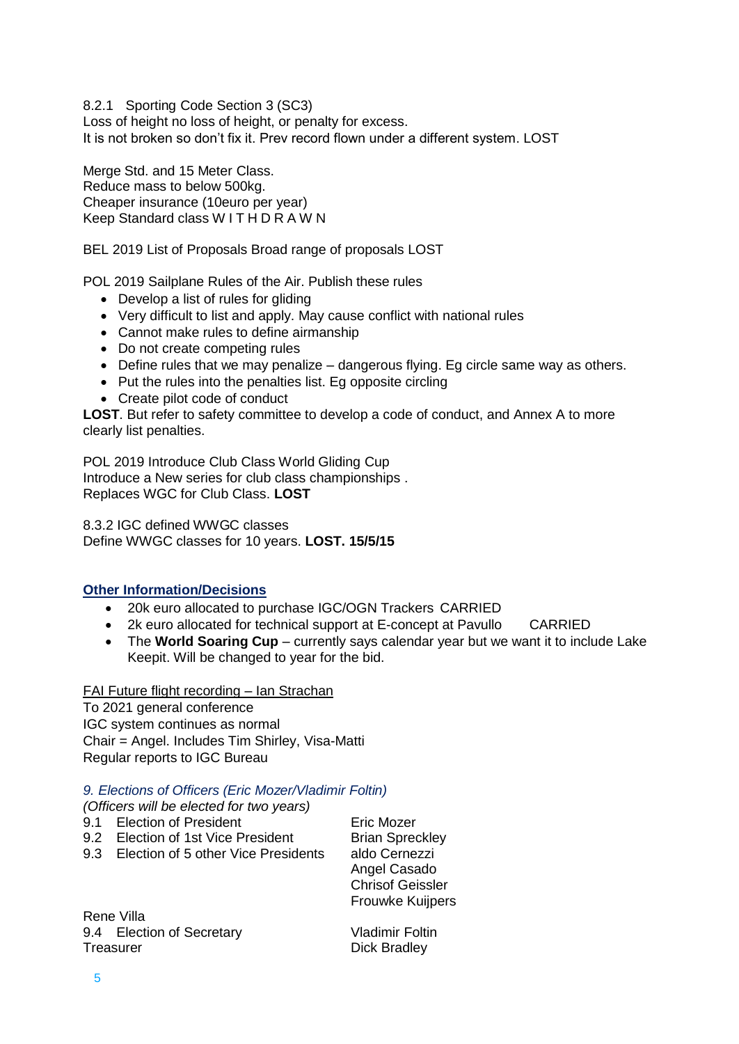8.2.1 Sporting Code Section 3 (SC3)
Loss of height no loss of height, or penalty for excess.
It is not broken so don't fix it. Prev record flown under a different system. LOST

Merge Std. and 15 Meter Class.
Reduce mass to below 500kg.
Cheaper insurance (10euro per year)
Keep Standard class W I T H D R A W N

BEL 2019 List of Proposals Broad range of proposals LOST

POL 2019 Sailplane Rules of the Air. Publish these rules

- Develop a list of rules for gliding
- Very difficult to list and apply. May cause conflict with national rules
- Cannot make rules to define airmanship
- Do not create competing rules
- Define rules that we may penalize – dangerous flying. Eg circle same way as others.
- Put the rules into the penalties list. Eg opposite circling
- Create pilot code of conduct

**LOST**. But refer to safety committee to develop a code of conduct, and Annex A to more clearly list penalties.

POL 2019 Introduce Club Class World Gliding Cup
Introduce a New series for club class championships .
Replaces WGC for Club Class. **LOST**

8.3.2 IGC defined WWGC classes
Define WWGC classes for 10 years. **LOST. 15/5/15**

## Other Information/Decisions

- 20k euro allocated to purchase IGC/OGN Trackers CARRIED
- 2k euro allocated for technical support at E-concept at Pavullo CARRIED
- The **World Soaring Cup** – currently says calendar year but we want it to include Lake Keepit. Will be changed to year for the bid.

FAI Future flight recording – Ian Strachan
To 2021 general conference
IGC system continues as normal
Chair = Angel. Includes Tim Shirley, Visa-Matti
Regular reports to IGC Bureau

### *9. Elections of Officers (Eric Mozer/Vladimir Foltin)*

*(Officers will be elected for two years)*

9.1 Election of President — Eric Mozer
9.2 Election of 1st Vice President — Brian Spreckley
9.3 Election of 5 other Vice Presidents — aldo Cernezzi, Angel Casado, Chrisof Geissler, Frouwke Kuijpers, Rene Villa
9.4 Election of Secretary — Vladimir Foltin
Treasurer — Dick Bradley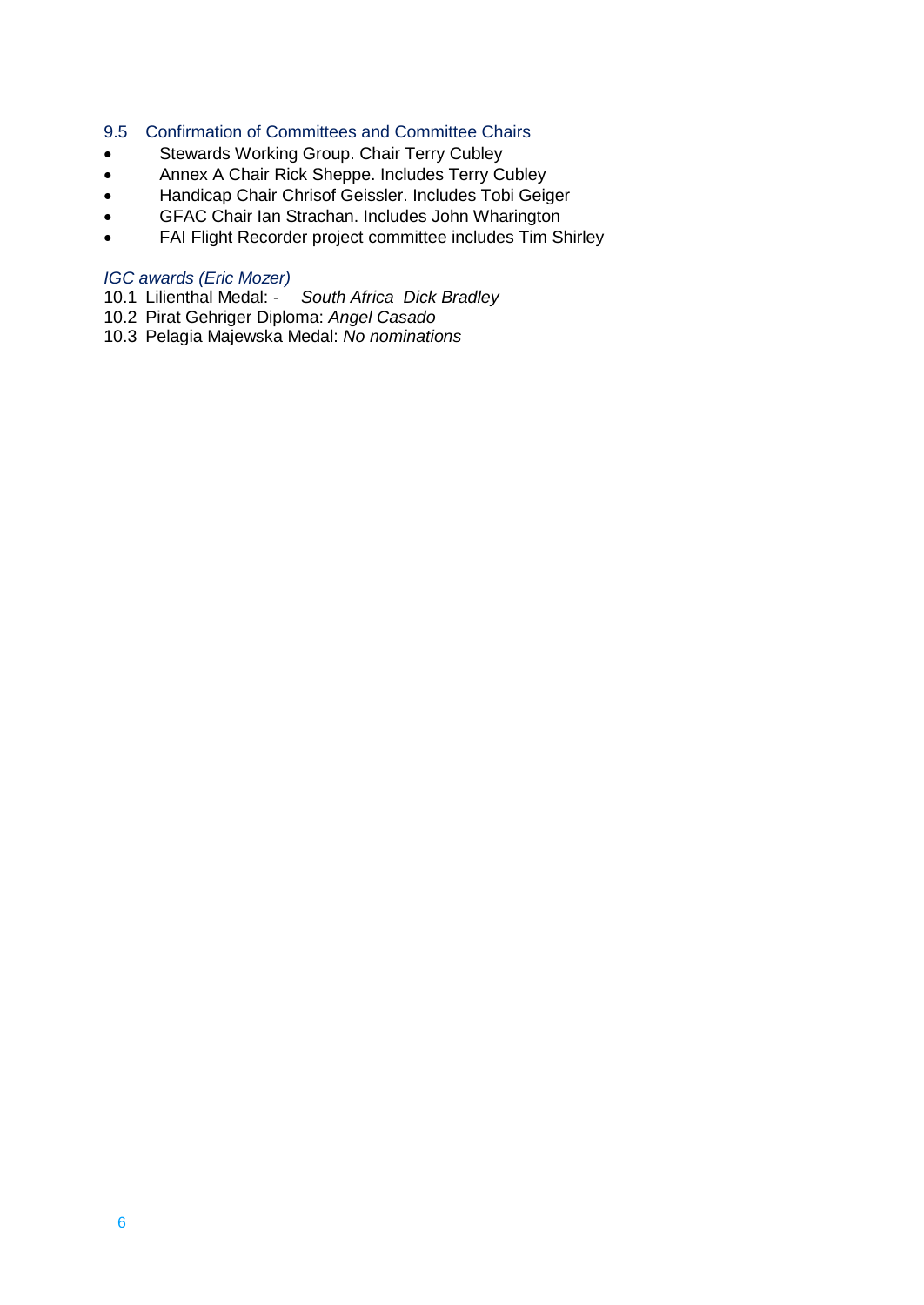### 9.5 Confirmation of Committees and Committee Chairs

- Stewards Working Group. Chair Terry Cubley
- Annex A Chair Rick Sheppe. Includes Terry Cubley
- Handicap Chair Chrisof Geissler. Includes Tobi Geiger
- GFAC Chair Ian Strachan. Includes John Wharington
- FAI Flight Recorder project committee includes Tim Shirley

### *IGC awards (Eric Mozer)*

10.1 Lilienthal Medal: - *South Africa Dick Bradley*

10.2 Pirat Gehriger Diploma: *Angel Casado*

10.3 Pelagia Majewska Medal: *No nominations*